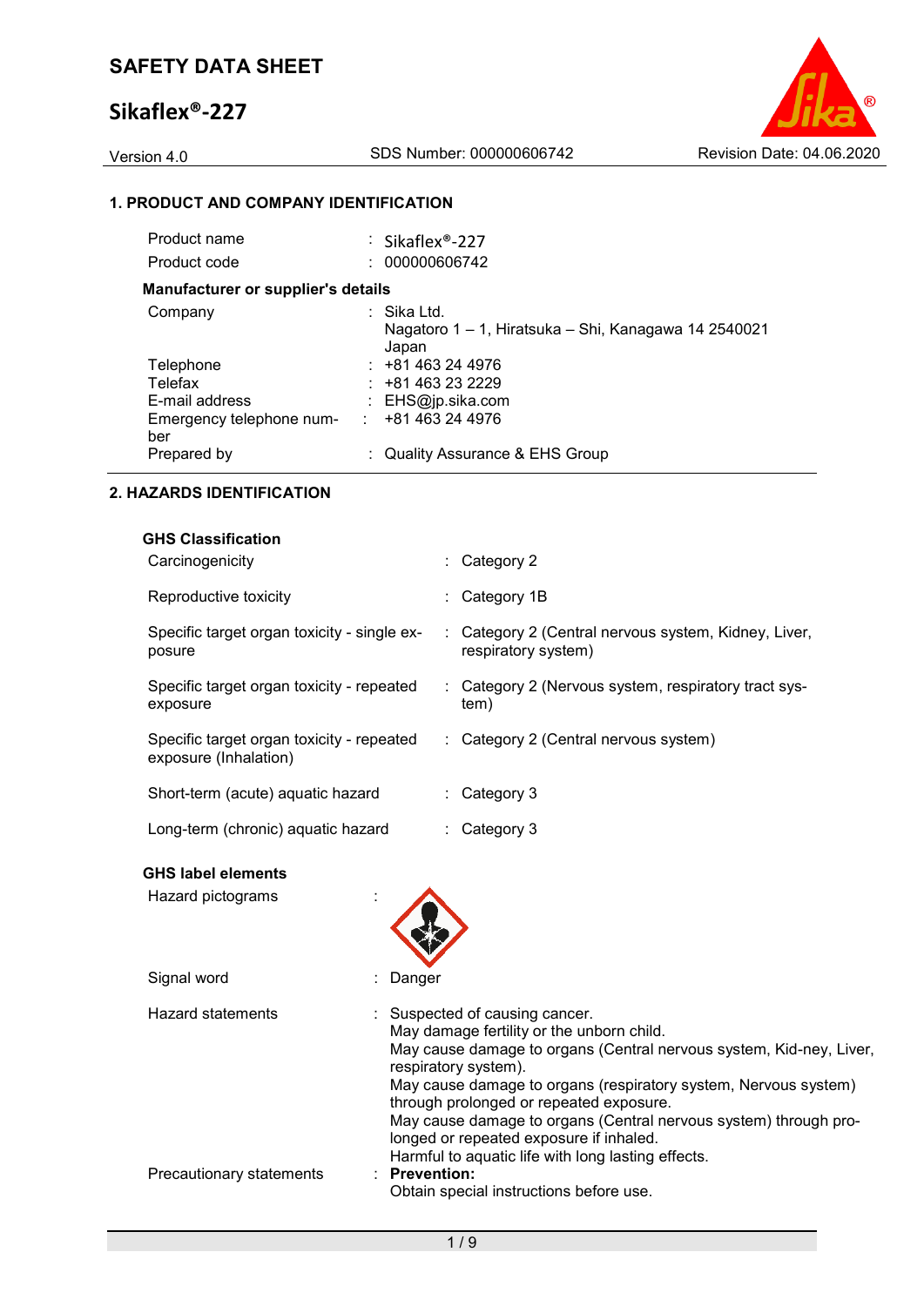# SAFETY DATA SHEET

## Sikaflex®-227

Version 4.0 | SDS Number: 000000606742 | Revision Date: 04.06.2020

### 1. PRODUCT AND COMPANY IDENTIFICATION

| | |
|---|---|
| Product name | : Sikaflex®-227 |
| Product code | : 000000606742 |

**Manufacturer or supplier's details**

| | |
|---|---|
| Company | : Sika Ltd.<br>Nagatoro 1 – 1, Hiratsuka – Shi, Kanagawa 14 2540021<br>Japan |
| Telephone | : +81 463 24 4976 |
| Telefax | : +81 463 23 2229 |
| E-mail address | : EHS@jp.sika.com |
| Emergency telephone number | : +81 463 24 4976 |
| Prepared by | : Quality Assurance & EHS Group |

### 2. HAZARDS IDENTIFICATION

**GHS Classification**

| | |
|---|---|
| Carcinogenicity | : Category 2 |
| Reproductive toxicity | : Category 1B |
| Specific target organ toxicity - single exposure | : Category 2 (Central nervous system, Kidney, Liver, respiratory system) |
| Specific target organ toxicity - repeated exposure | : Category 2 (Nervous system, respiratory tract system) |
| Specific target organ toxicity - repeated exposure (Inhalation) | : Category 2 (Central nervous system) |
| Short-term (acute) aquatic hazard | : Category 3 |
| Long-term (chronic) aquatic hazard | : Category 3 |

**GHS label elements**

Hazard pictograms :

Signal word : Danger

Hazard statements :
Suspected of causing cancer.
May damage fertility or the unborn child.
May cause damage to organs (Central nervous system, Kid-ney, Liver, respiratory system).
May cause damage to organs (respiratory system, Nervous system) through prolonged or repeated exposure.
May cause damage to organs (Central nervous system) through pro-longed or repeated exposure if inhaled.
Harmful to aquatic life with long lasting effects.

Precautionary statements : **Prevention:**
Obtain special instructions before use.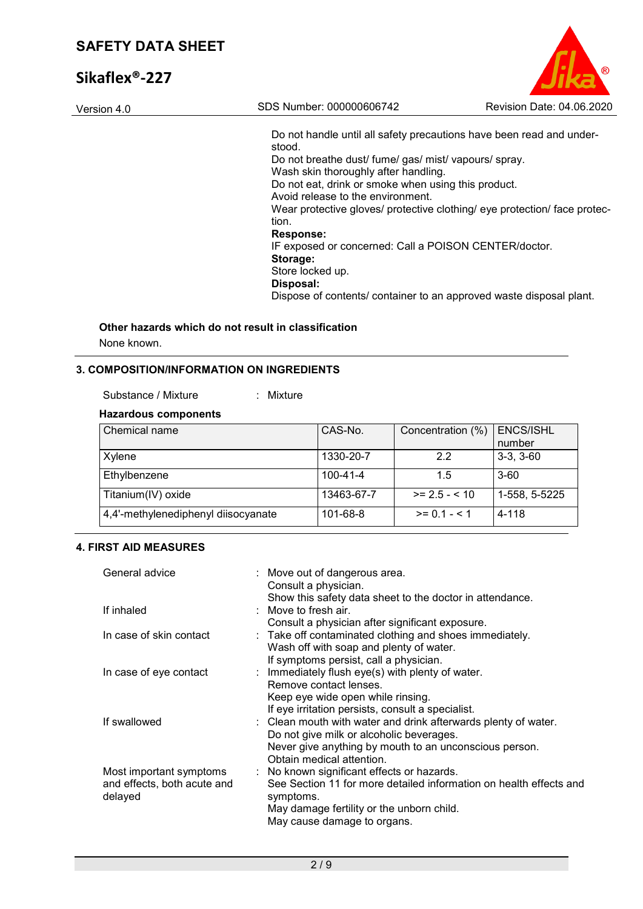Do not handle until all safety precautions have been read and understood.
Do not breathe dust/ fume/ gas/ mist/ vapours/ spray.
Wash skin thoroughly after handling.
Do not eat, drink or smoke when using this product.
Avoid release to the environment.
Wear protective gloves/ protective clothing/ eye protection/ face protection.

**Response:**
IF exposed or concerned: Call a POISON CENTER/doctor.

**Storage:**
Store locked up.

**Disposal:**
Dispose of contents/ container to an approved waste disposal plant.

**Other hazards which do not result in classification**

None known.

## 3. COMPOSITION/INFORMATION ON INGREDIENTS

Substance / Mixture : Mixture

**Hazardous components**

| Chemical name | CAS-No. | Concentration (%) | ENCS/ISHL number |
|---|---|---|---|
| Xylene | 1330-20-7 | 2.2 | 3-3, 3-60 |
| Ethylbenzene | 100-41-4 | 1.5 | 3-60 |
| Titanium(IV) oxide | 13463-67-7 | >= 2.5 - < 10 | 1-558, 5-5225 |
| 4,4'-methylenediphenyl diisocyanate | 101-68-8 | >= 0.1 - < 1 | 4-118 |

## 4. FIRST AID MEASURES

General advice : Move out of dangerous area.
Consult a physician.
Show this safety data sheet to the doctor in attendance.

If inhaled : Move to fresh air.
Consult a physician after significant exposure.

In case of skin contact : Take off contaminated clothing and shoes immediately.
Wash off with soap and plenty of water.
If symptoms persist, call a physician.

In case of eye contact : Immediately flush eye(s) with plenty of water.
Remove contact lenses.
Keep eye wide open while rinsing.
If eye irritation persists, consult a specialist.

If swallowed : Clean mouth with water and drink afterwards plenty of water.
Do not give milk or alcoholic beverages.
Never give anything by mouth to an unconscious person.
Obtain medical attention.

Most important symptoms and effects, both acute and delayed : No known significant effects or hazards.
See Section 11 for more detailed information on health effects and symptoms.
May damage fertility or the unborn child.
May cause damage to organs.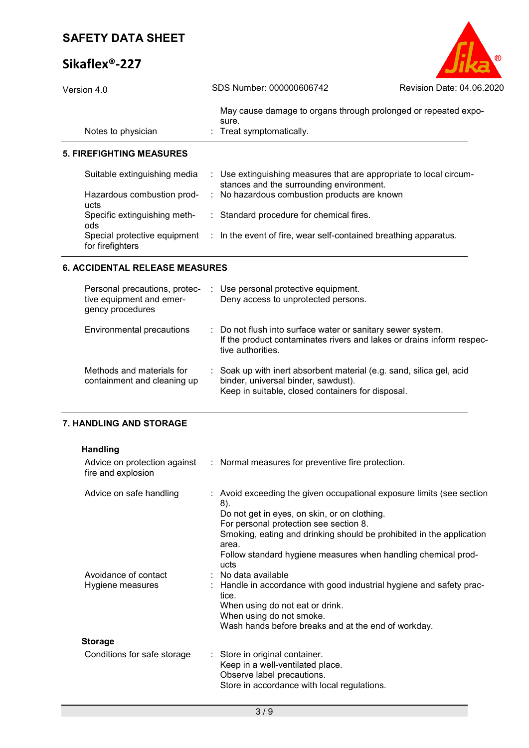| | | |
|---|---|---|
| | | May cause damage to organs through prolonged or repeated exposure. |
| Notes to physician | : | Treat symptomatically. |

## 5. FIREFIGHTING MEASURES

| | | |
|---|---|---|
| Suitable extinguishing media | : | Use extinguishing measures that are appropriate to local circumstances and the surrounding environment. |
| Hazardous combustion products | : | No hazardous combustion products are known |
| Specific extinguishing methods | : | Standard procedure for chemical fires. |
| Special protective equipment for firefighters | : | In the event of fire, wear self-contained breathing apparatus. |

## 6. ACCIDENTAL RELEASE MEASURES

| | | |
|---|---|---|
| Personal precautions, protective equipment and emergency procedures | : | Use personal protective equipment.<br>Deny access to unprotected persons. |
| Environmental precautions | : | Do not flush into surface water or sanitary sewer system.<br>If the product contaminates rivers and lakes or drains inform respective authorities. |
| Methods and materials for containment and cleaning up | : | Soak up with inert absorbent material (e.g. sand, silica gel, acid binder, universal binder, sawdust).<br>Keep in suitable, closed containers for disposal. |

## 7. HANDLING AND STORAGE

### Handling

| | | |
|---|---|---|
| Advice on protection against fire and explosion | : | Normal measures for preventive fire protection. |
| Advice on safe handling | : | Avoid exceeding the given occupational exposure limits (see section 8).<br>Do not get in eyes, on skin, or on clothing.<br>For personal protection see section 8.<br>Smoking, eating and drinking should be prohibited in the application area.<br>Follow standard hygiene measures when handling chemical products |
| Avoidance of contact | : | No data available |
| Hygiene measures | : | Handle in accordance with good industrial hygiene and safety practice.<br>When using do not eat or drink.<br>When using do not smoke.<br>Wash hands before breaks and at the end of workday. |

### Storage

| | | |
|---|---|---|
| Conditions for safe storage | : | Store in original container.<br>Keep in a well-ventilated place.<br>Observe label precautions.<br>Store in accordance with local regulations. |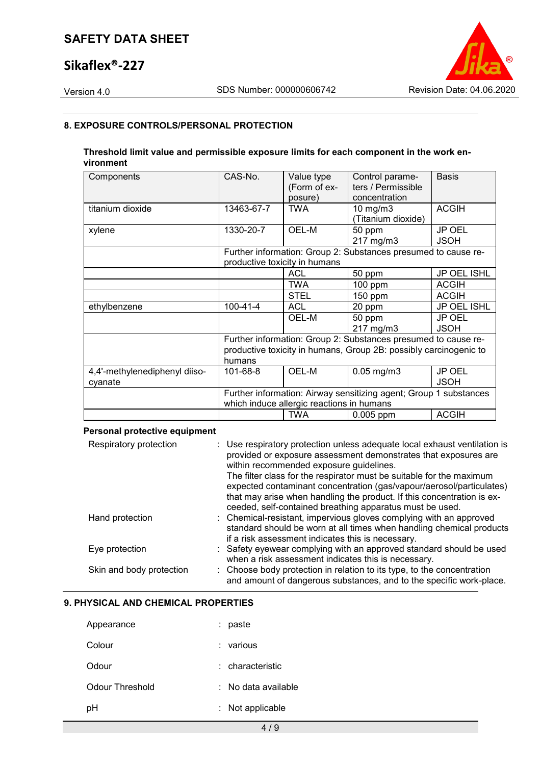## 8. EXPOSURE CONTROLS/PERSONAL PROTECTION

**Threshold limit value and permissible exposure limits for each component in the work environment**

| Components | CAS-No. | Value type (Form of exposure) | Control parameters / Permissible concentration | Basis |
|---|---|---|---|---|
| titanium dioxide | 13463-67-7 | TWA | 10 mg/m3 (Titanium dioxide) | ACGIH |
| xylene | 1330-20-7 | OEL-M | 50 ppm 217 mg/m3 | JP OEL JSOH |
| | Further information: Group 2: Substances presumed to cause reproductive toxicity in humans | | | |
| | | ACL | 50 ppm | JP OEL ISHL |
| | | TWA | 100 ppm | ACGIH |
| | | STEL | 150 ppm | ACGIH |
| ethylbenzene | 100-41-4 | ACL | 20 ppm | JP OEL ISHL |
| | | OEL-M | 50 ppm 217 mg/m3 | JP OEL JSOH |
| | Further information: Group 2: Substances presumed to cause reproductive toxicity in humans, Group 2B: possibly carcinogenic to humans | | | |
| 4,4'-methylenediphenyl diisocyanate | 101-68-8 | OEL-M | 0.05 mg/m3 | JP OEL JSOH |
| | Further information: Airway sensitizing agent; Group 1 substances which induce allergic reactions in humans | | | |
| | | TWA | 0.005 ppm | ACGIH |

**Personal protective equipment**

Respiratory protection : Use respiratory protection unless adequate local exhaust ventilation is provided or exposure assessment demonstrates that exposures are within recommended exposure guidelines.
The filter class for the respirator must be suitable for the maximum expected contaminant concentration (gas/vapour/aerosol/particulates) that may arise when handling the product. If this concentration is exceeded, self-contained breathing apparatus must be used.

Hand protection : Chemical-resistant, impervious gloves complying with an approved standard should be worn at all times when handling chemical products if a risk assessment indicates this is necessary.

Eye protection : Safety eyewear complying with an approved standard should be used when a risk assessment indicates this is necessary.

Skin and body protection : Choose body protection in relation to its type, to the concentration and amount of dangerous substances, and to the specific work-place.

## 9. PHYSICAL AND CHEMICAL PROPERTIES

Appearance : paste

Colour : various

Odour : characteristic

Odour Threshold : No data available

pH : Not applicable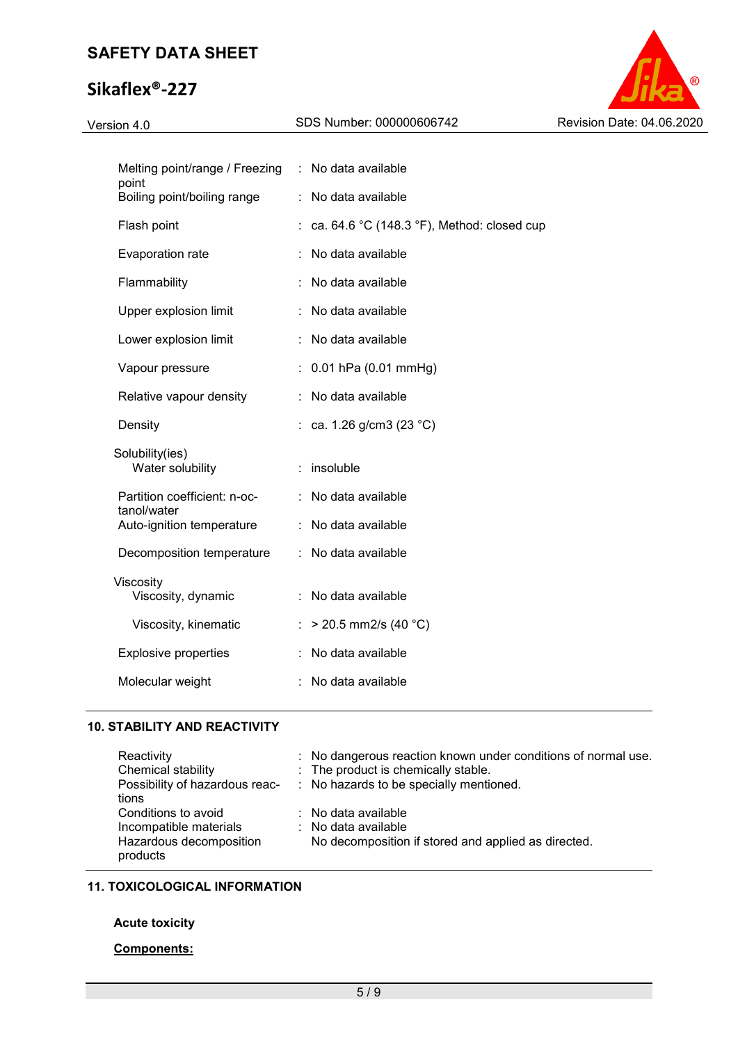| | | |
|---|---|---|
| Melting point/range / Freezing point | : | No data available |
| Boiling point/boiling range | : | No data available |
| Flash point | : | ca. 64.6 °C (148.3 °F), Method: closed cup |
| Evaporation rate | : | No data available |
| Flammability | : | No data available |
| Upper explosion limit | : | No data available |
| Lower explosion limit | : | No data available |
| Vapour pressure | : | 0.01 hPa (0.01 mmHg) |
| Relative vapour density | : | No data available |
| Density | : | ca. 1.26 g/cm3 (23 °C) |
| Solubility(ies) | | |
| Water solubility | : | insoluble |
| Partition coefficient: n-octanol/water | : | No data available |
| Auto-ignition temperature | : | No data available |
| Decomposition temperature | : | No data available |
| Viscosity | | |
| Viscosity, dynamic | : | No data available |
| Viscosity, kinematic | : | > 20.5 mm2/s (40 °C) |
| Explosive properties | : | No data available |
| Molecular weight | : | No data available |

## 10. STABILITY AND REACTIVITY

| | | |
|---|---|---|
| Reactivity | : | No dangerous reaction known under conditions of normal use. |
| Chemical stability | : | The product is chemically stable. |
| Possibility of hazardous reactions | : | No hazards to be specially mentioned. |
| Conditions to avoid | : | No data available |
| Incompatible materials | : | No data available |
| Hazardous decomposition products | | No decomposition if stored and applied as directed. |

## 11. TOXICOLOGICAL INFORMATION

**Acute toxicity**

**Components:**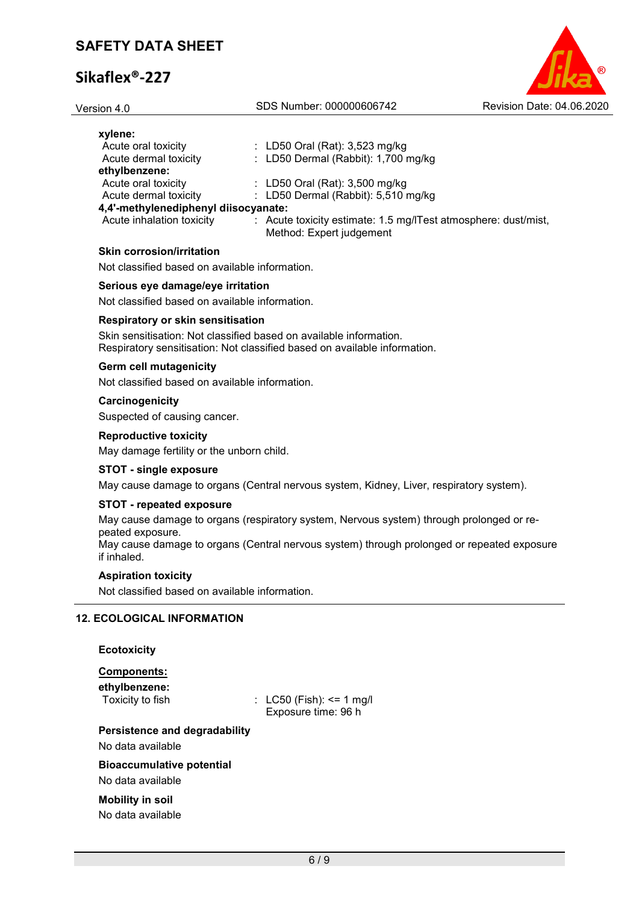**xylene:**

| | |
|---|---|
| Acute oral toxicity | : LD50 Oral (Rat): 3,523 mg/kg |
| Acute dermal toxicity | : LD50 Dermal (Rabbit): 1,700 mg/kg |

**ethylbenzene:**

| | |
|---|---|
| Acute oral toxicity | : LD50 Oral (Rat): 3,500 mg/kg |
| Acute dermal toxicity | : LD50 Dermal (Rabbit): 5,510 mg/kg |

**4,4'-methylenediphenyl diisocyanate:**

| | |
|---|---|
| Acute inhalation toxicity | : Acute toxicity estimate: 1.5 mg/lTest atmosphere: dust/mist, Method: Expert judgement |

**Skin corrosion/irritation**

Not classified based on available information.

**Serious eye damage/eye irritation**

Not classified based on available information.

**Respiratory or skin sensitisation**

Skin sensitisation: Not classified based on available information.
Respiratory sensitisation: Not classified based on available information.

**Germ cell mutagenicity**

Not classified based on available information.

**Carcinogenicity**

Suspected of causing cancer.

**Reproductive toxicity**

May damage fertility or the unborn child.

**STOT - single exposure**

May cause damage to organs (Central nervous system, Kidney, Liver, respiratory system).

**STOT - repeated exposure**

May cause damage to organs (respiratory system, Nervous system) through prolonged or repeated exposure.
May cause damage to organs (Central nervous system) through prolonged or repeated exposure if inhaled.

**Aspiration toxicity**

Not classified based on available information.

## 12. ECOLOGICAL INFORMATION

**Ecotoxicity**

**Components:**

**ethylbenzene:**

| | |
|---|---|
| Toxicity to fish | : LC50 (Fish): <= 1 mg/l<br>Exposure time: 96 h |

**Persistence and degradability**

No data available

**Bioaccumulative potential**

No data available

**Mobility in soil**

No data available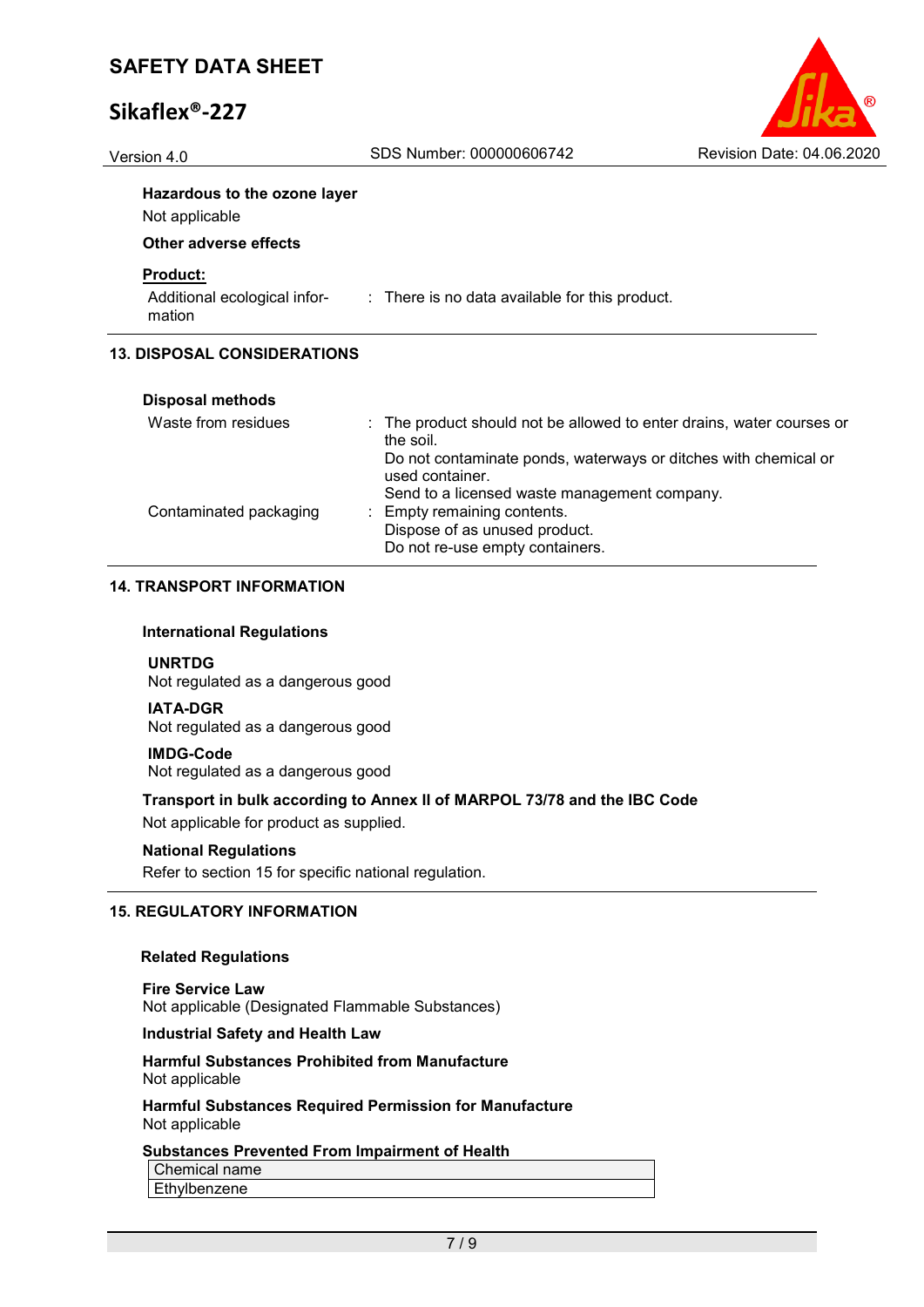**Hazardous to the ozone layer**

Not applicable

**Other adverse effects**

**Product:**

Additional ecological information : There is no data available for this product.

## 13. DISPOSAL CONSIDERATIONS

**Disposal methods**

| | |
|---|---|
| Waste from residues | : The product should not be allowed to enter drains, water courses or the soil.<br>Do not contaminate ponds, waterways or ditches with chemical or used container.<br>Send to a licensed waste management company. |
| Contaminated packaging | : Empty remaining contents.<br>Dispose of as unused product.<br>Do not re-use empty containers. |

## 14. TRANSPORT INFORMATION

**International Regulations**

**UNRTDG**
Not regulated as a dangerous good

**IATA-DGR**
Not regulated as a dangerous good

**IMDG-Code**
Not regulated as a dangerous good

**Transport in bulk according to Annex II of MARPOL 73/78 and the IBC Code**

Not applicable for product as supplied.

**National Regulations**

Refer to section 15 for specific national regulation.

## 15. REGULATORY INFORMATION

**Related Regulations**

**Fire Service Law**
Not applicable (Designated Flammable Substances)

**Industrial Safety and Health Law**

**Harmful Substances Prohibited from Manufacture**
Not applicable

**Harmful Substances Required Permission for Manufacture**
Not applicable

**Substances Prevented From Impairment of Health**

| Chemical name |
|---|
| Ethylbenzene |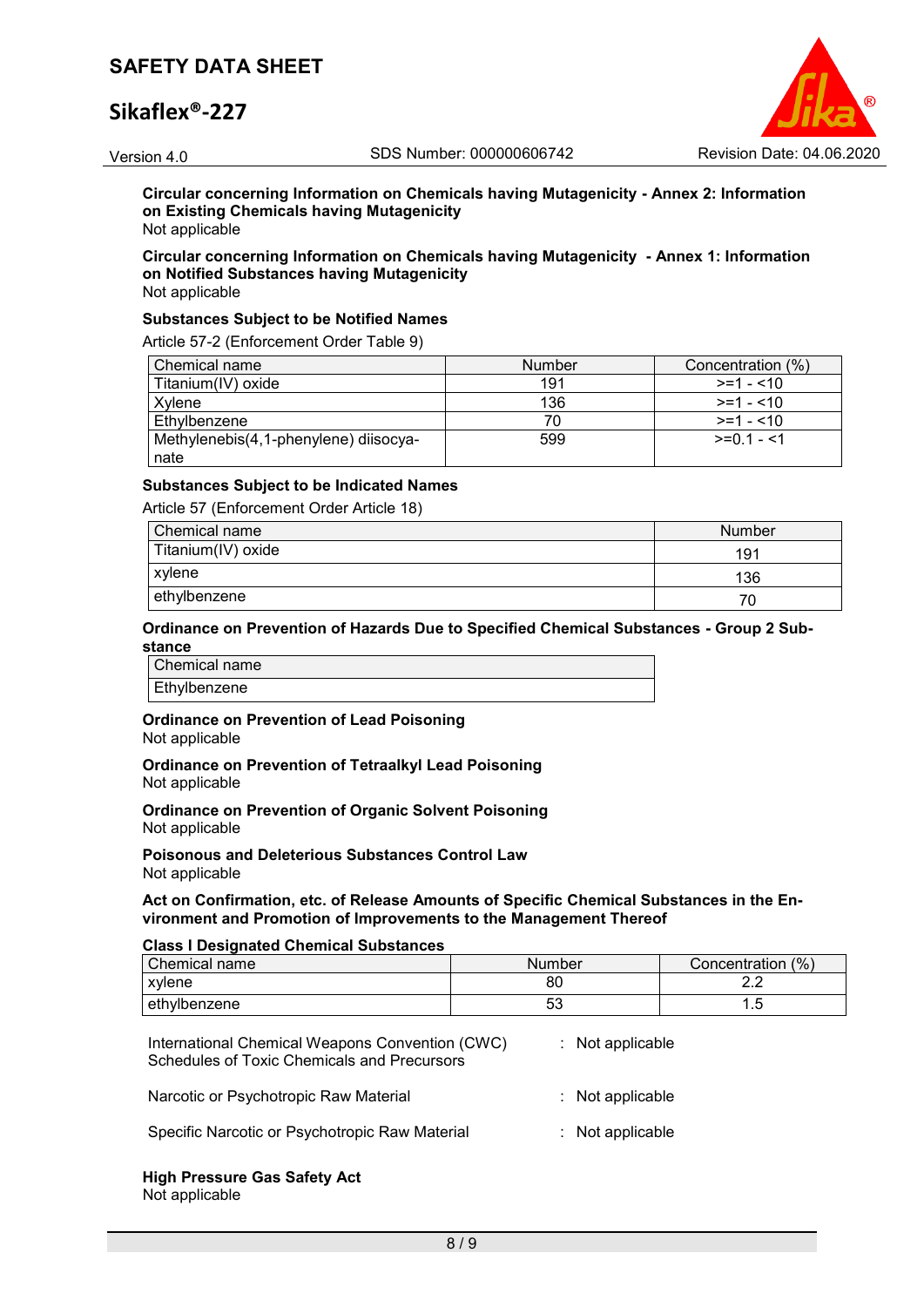**Circular concerning Information on Chemicals having Mutagenicity - Annex 2: Information on Existing Chemicals having Mutagenicity**
Not applicable

**Circular concerning Information on Chemicals having Mutagenicity - Annex 1: Information on Notified Substances having Mutagenicity**
Not applicable

**Substances Subject to be Notified Names**

Article 57-2 (Enforcement Order Table 9)

| Chemical name | Number | Concentration (%) |
|---|---|---|
| Titanium(IV) oxide | 191 | >=1 - <10 |
| Xylene | 136 | >=1 - <10 |
| Ethylbenzene | 70 | >=1 - <10 |
| Methylenebis(4,1-phenylene) diisocyanate | 599 | >=0.1 - <1 |

**Substances Subject to be Indicated Names**

Article 57 (Enforcement Order Article 18)

| Chemical name | Number |
|---|---|
| Titanium(IV) oxide | 191 |
| xylene | 136 |
| ethylbenzene | 70 |

**Ordinance on Prevention of Hazards Due to Specified Chemical Substances - Group 2 Substance**

| Chemical name |
|---|
| Ethylbenzene |

**Ordinance on Prevention of Lead Poisoning**
Not applicable

**Ordinance on Prevention of Tetraalkyl Lead Poisoning**
Not applicable

**Ordinance on Prevention of Organic Solvent Poisoning**
Not applicable

**Poisonous and Deleterious Substances Control Law**
Not applicable

**Act on Confirmation, etc. of Release Amounts of Specific Chemical Substances in the Environment and Promotion of Improvements to the Management Thereof**

**Class I Designated Chemical Substances**

| Chemical name | Number | Concentration (%) |
|---|---|---|
| xylene | 80 | 2.2 |
| ethylbenzene | 53 | 1.5 |

International Chemical Weapons Convention (CWC) Schedules of Toxic Chemicals and Precursors : Not applicable

Narcotic or Psychotropic Raw Material : Not applicable

Specific Narcotic or Psychotropic Raw Material : Not applicable

**High Pressure Gas Safety Act**
Not applicable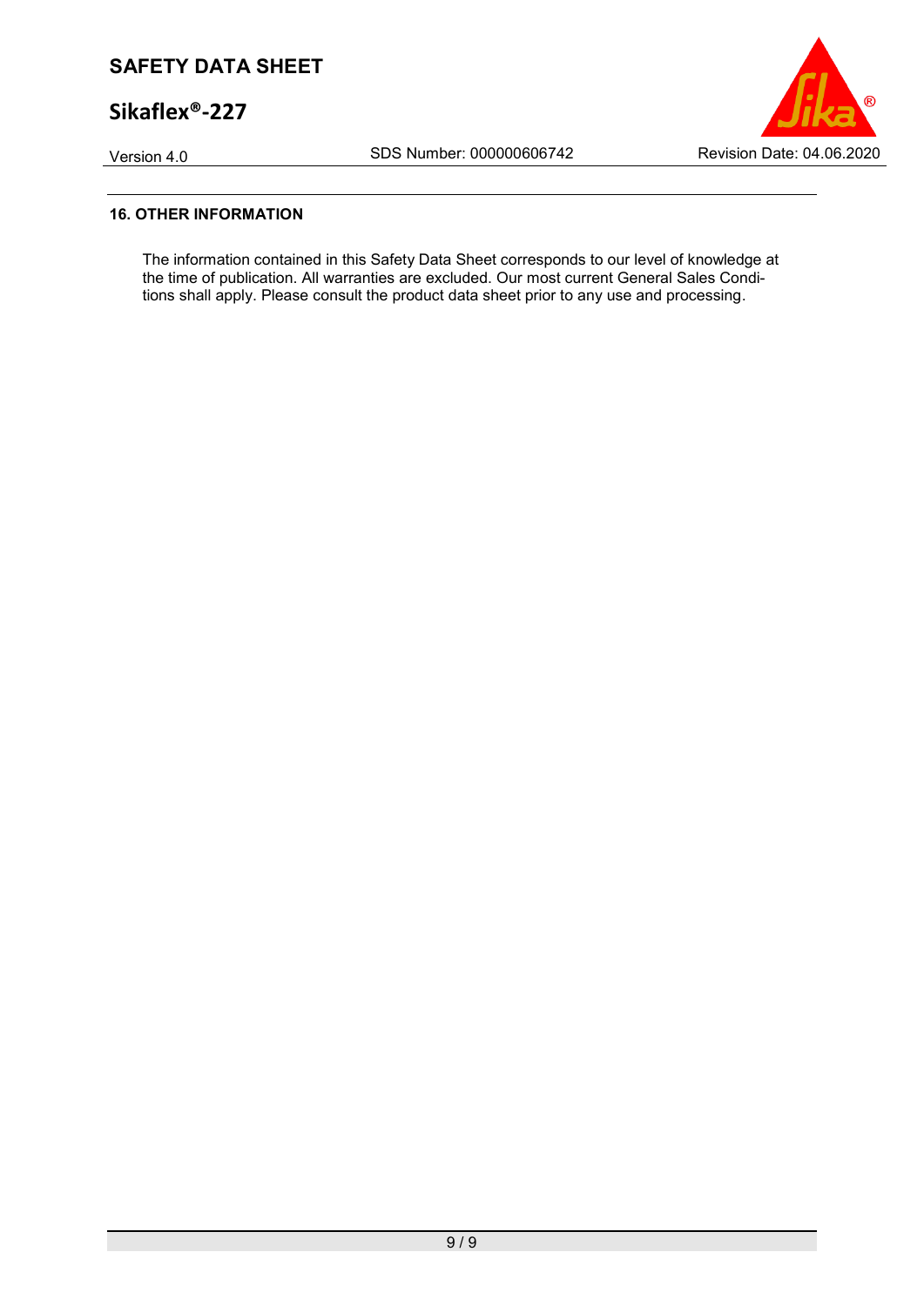## 16. OTHER INFORMATION

The information contained in this Safety Data Sheet corresponds to our level of knowledge at the time of publication. All warranties are excluded. Our most current General Sales Conditions shall apply. Please consult the product data sheet prior to any use and processing.